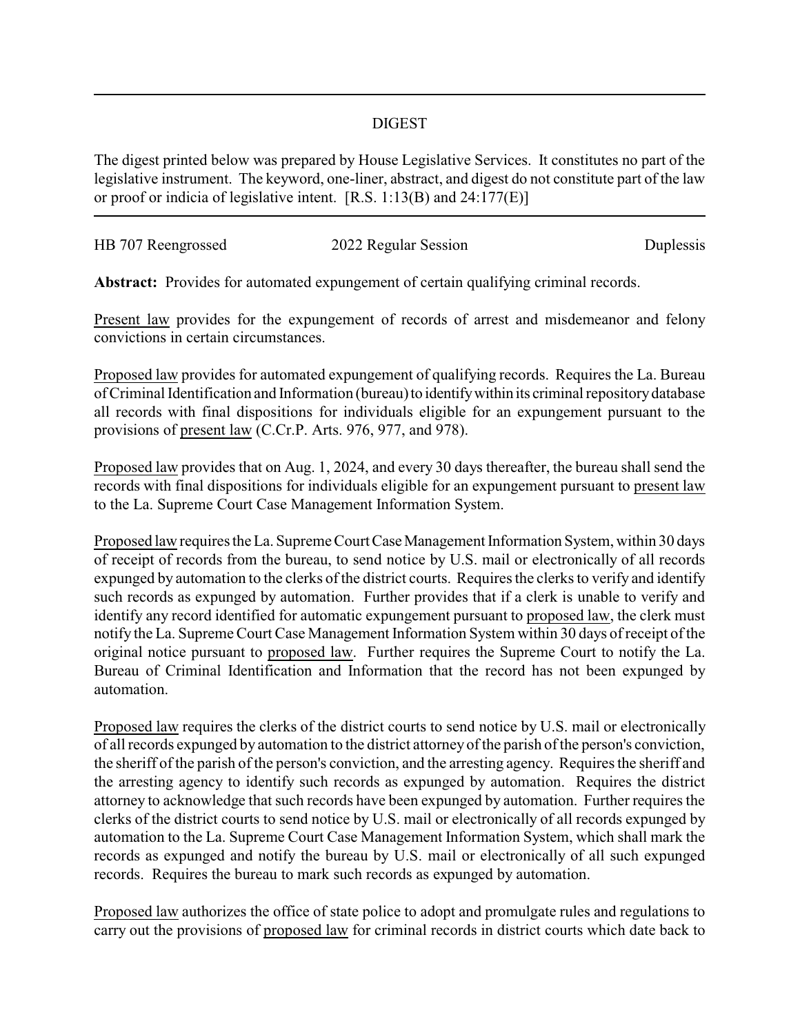## DIGEST

The digest printed below was prepared by House Legislative Services. It constitutes no part of the legislative instrument. The keyword, one-liner, abstract, and digest do not constitute part of the law or proof or indicia of legislative intent. [R.S. 1:13(B) and 24:177(E)]

---

HB 707 Reengrossed | 2022 Regular Session | Duplessis

**Abstract:** Provides for automated expungement of certain qualifying criminal records.

Present law provides for the expungement of records of arrest and misdemeanor and felony convictions in certain circumstances.

Proposed law provides for automated expungement of qualifying records. Requires the La. Bureau of Criminal Identification and Information (bureau) to identify within its criminal repository database all records with final dispositions for individuals eligible for an expungement pursuant to the provisions of present law (C.Cr.P. Arts. 976, 977, and 978).

Proposed law provides that on Aug. 1, 2024, and every 30 days thereafter, the bureau shall send the records with final dispositions for individuals eligible for an expungement pursuant to present law to the La. Supreme Court Case Management Information System.

Proposed law requires the La. Supreme Court Case Management Information System, within 30 days of receipt of records from the bureau, to send notice by U.S. mail or electronically of all records expunged by automation to the clerks of the district courts. Requires the clerks to verify and identify such records as expunged by automation. Further provides that if a clerk is unable to verify and identify any record identified for automatic expungement pursuant to proposed law, the clerk must notify the La. Supreme Court Case Management Information System within 30 days of receipt of the original notice pursuant to proposed law. Further requires the Supreme Court to notify the La. Bureau of Criminal Identification and Information that the record has not been expunged by automation.

Proposed law requires the clerks of the district courts to send notice by U.S. mail or electronically of all records expunged by automation to the district attorney of the parish of the person's conviction, the sheriff of the parish of the person's conviction, and the arresting agency. Requires the sheriff and the arresting agency to identify such records as expunged by automation. Requires the district attorney to acknowledge that such records have been expunged by automation. Further requires the clerks of the district courts to send notice by U.S. mail or electronically of all records expunged by automation to the La. Supreme Court Case Management Information System, which shall mark the records as expunged and notify the bureau by U.S. mail or electronically of all such expunged records. Requires the bureau to mark such records as expunged by automation.

Proposed law authorizes the office of state police to adopt and promulgate rules and regulations to carry out the provisions of proposed law for criminal records in district courts which date back to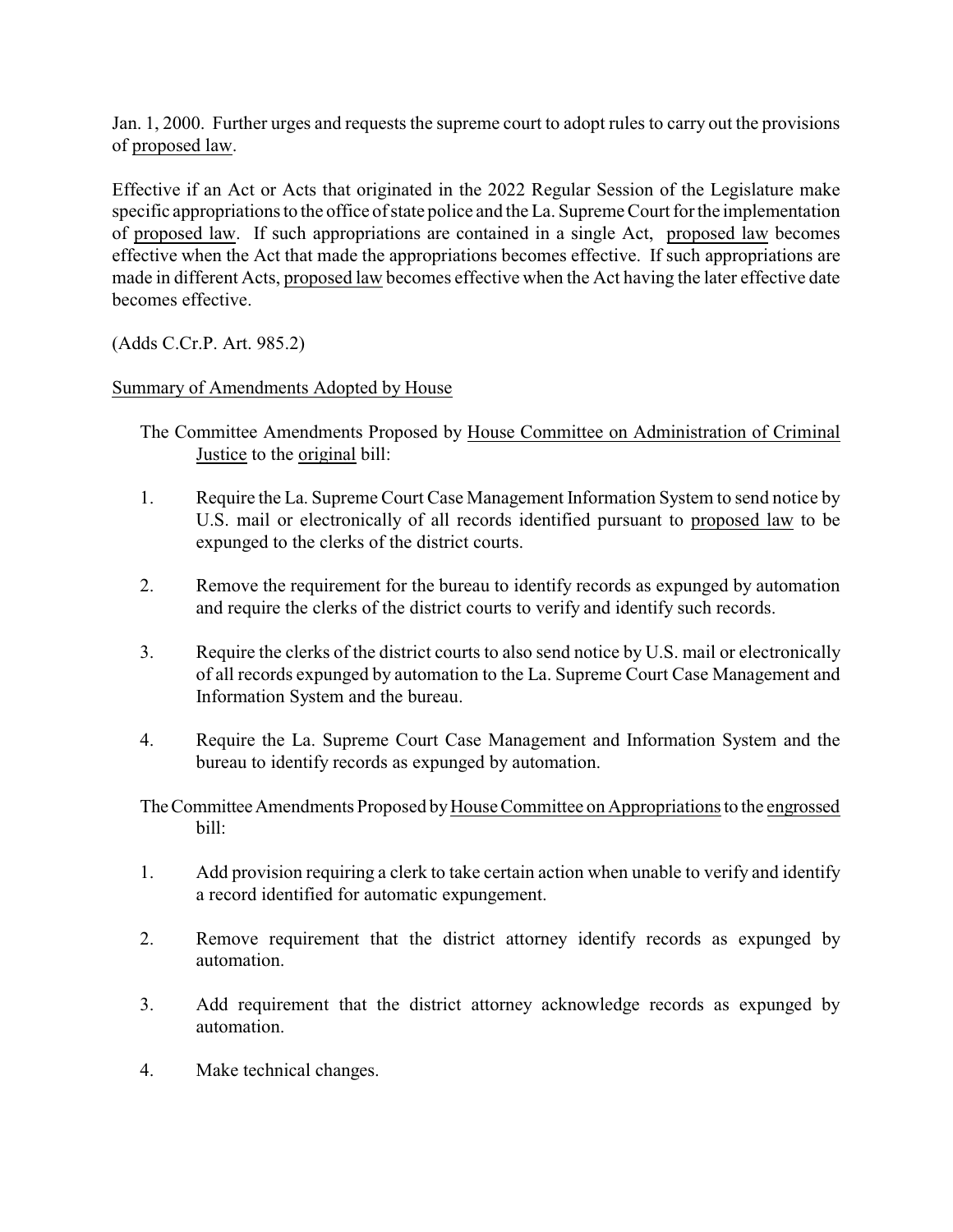Jan. 1, 2000. Further urges and requests the supreme court to adopt rules to carry out the provisions of proposed law.

Effective if an Act or Acts that originated in the 2022 Regular Session of the Legislature make specific appropriations to the office of state police and the La. Supreme Court for the implementation of proposed law. If such appropriations are contained in a single Act, proposed law becomes effective when the Act that made the appropriations becomes effective. If such appropriations are made in different Acts, proposed law becomes effective when the Act having the later effective date becomes effective.

(Adds C.Cr.P. Art. 985.2)

Summary of Amendments Adopted by House

The Committee Amendments Proposed by House Committee on Administration of Criminal Justice to the original bill:

1. Require the La. Supreme Court Case Management Information System to send notice by U.S. mail or electronically of all records identified pursuant to proposed law to be expunged to the clerks of the district courts.

2. Remove the requirement for the bureau to identify records as expunged by automation and require the clerks of the district courts to verify and identify such records.

3. Require the clerks of the district courts to also send notice by U.S. mail or electronically of all records expunged by automation to the La. Supreme Court Case Management and Information System and the bureau.

4. Require the La. Supreme Court Case Management and Information System and the bureau to identify records as expunged by automation.

The Committee Amendments Proposed by House Committee on Appropriations to the engrossed bill:

1. Add provision requiring a clerk to take certain action when unable to verify and identify a record identified for automatic expungement.

2. Remove requirement that the district attorney identify records as expunged by automation.

3. Add requirement that the district attorney acknowledge records as expunged by automation.

4. Make technical changes.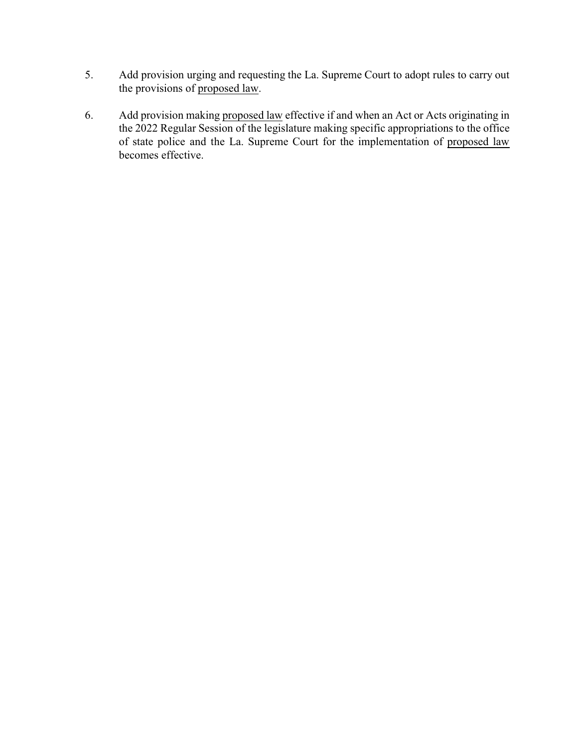5. Add provision urging and requesting the La. Supreme Court to adopt rules to carry out the provisions of proposed law.

6. Add provision making proposed law effective if and when an Act or Acts originating in the 2022 Regular Session of the legislature making specific appropriations to the office of state police and the La. Supreme Court for the implementation of proposed law becomes effective.